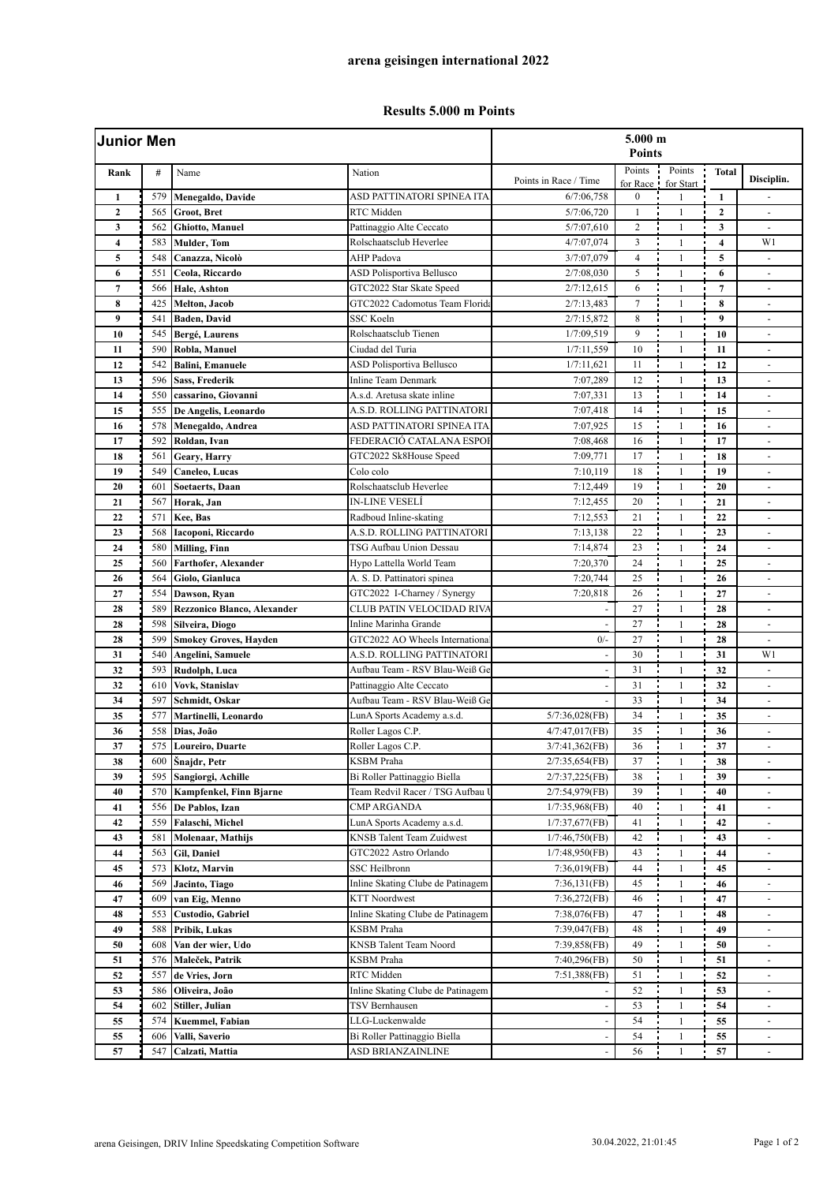## arena geisingen international 2022

### Results 5.000 m Points

| Junior Men | | | | 5.000 m Points | | | | |
|---|---|---|---|---|---|---|---|---|
| Rank | # | Name | Nation | Points in Race / Time | Points for Race | Points for Start | Total | Disciplin. |
| 1 | 579 | Menegaldo, Davide | ASD PATTINATORI SPINEA ITA | 6/7:06,758 | 0 | 1 | 1 | - |
| 2 | 565 | Groot, Bret | RTC Midden | 5/7:06,720 | 1 | 1 | 2 | - |
| 3 | 562 | Ghiotto, Manuel | Pattinaggio Alte Ceccato | 5/7:07,610 | 2 | 1 | 3 | - |
| 4 | 583 | Mulder, Tom | Rolschaatsclub Heverlee | 4/7:07,074 | 3 | 1 | 4 | W1 |
| 5 | 548 | Canazza, Nicolò | AHP Padova | 3/7:07,079 | 4 | 1 | 5 | - |
| 6 | 551 | Ceola, Riccardo | ASD Polisportiva Bellusco | 2/7:08,030 | 5 | 1 | 6 | - |
| 7 | 566 | Hale, Ashton | GTC2022 Star Skate Speed | 2/7:12,615 | 6 | 1 | 7 | - |
| 8 | 425 | Melton, Jacob | GTC2022 Cadomotus Team Florida | 2/7:13,483 | 7 | 1 | 8 | - |
| 9 | 541 | Baden, David | SSC Koeln | 2/7:15,872 | 8 | 1 | 9 | - |
| 10 | 545 | Bergé, Laurens | Rolschaatsclub Tienen | 1/7:09,519 | 9 | 1 | 10 | - |
| 11 | 590 | Robla, Manuel | Ciudad del Turia | 1/7:11,559 | 10 | 1 | 11 | - |
| 12 | 542 | Balini, Emanuele | ASD Polisportiva Bellusco | 1/7:11,621 | 11 | 1 | 12 | - |
| 13 | 596 | Sass, Frederik | Inline Team Denmark | 7:07,289 | 12 | 1 | 13 | - |
| 14 | 550 | cassarino, Giovanni | A.s.d. Aretusa skate inline | 7:07,331 | 13 | 1 | 14 | - |
| 15 | 555 | De Angelis, Leonardo | A.S.D. ROLLING PATTINATORI | 7:07,418 | 14 | 1 | 15 | - |
| 16 | 578 | Menegaldo, Andrea | ASD PATTINATORI SPINEA ITA | 7:07,925 | 15 | 1 | 16 | - |
| 17 | 592 | Roldan, Ivan | FEDERACIÓ CATALANA ESPOI | 7:08,468 | 16 | 1 | 17 | - |
| 18 | 561 | Geary, Harry | GTC2022 Sk8House Speed | 7:09,771 | 17 | 1 | 18 | - |
| 19 | 549 | Caneleo, Lucas | Colo colo | 7:10,119 | 18 | 1 | 19 | - |
| 20 | 601 | Soetaerts, Daan | Rolschaatsclub Heverlee | 7:12,449 | 19 | 1 | 20 | - |
| 21 | 567 | Horak, Jan | IN-LINE VESELÍ | 7:12,455 | 20 | 1 | 21 | - |
| 22 | 571 | Kee, Bas | Radboud Inline-skating | 7:12,553 | 21 | 1 | 22 | - |
| 23 | 568 | Iacoponi, Riccardo | A.S.D. ROLLING PATTINATORI | 7:13,138 | 22 | 1 | 23 | - |
| 24 | 580 | Milling, Finn | TSG Aufbau Union Dessau | 7:14,874 | 23 | 1 | 24 | - |
| 25 | 560 | Farthofer, Alexander | Hypo Lattella World Team | 7:20,370 | 24 | 1 | 25 | - |
| 26 | 564 | Giolo, Gianluca | A. S. D. Pattinatori spinea | 7:20,744 | 25 | 1 | 26 | - |
| 27 | 554 | Dawson, Ryan | GTC2022 I-Charney / Synergy | 7:20,818 | 26 | 1 | 27 | - |
| 28 | 589 | Rezzonico Blanco, Alexander | CLUB PATIN VELOCIDAD RIVA | - | 27 | 1 | 28 | - |
| 28 | 598 | Silveira, Diogo | Inline Marinha Grande | - | 27 | 1 | 28 | - |
| 28 | 599 | Smokey Groves, Hayden | GTC2022 AO Wheels International | 0/- | 27 | 1 | 28 | - |
| 31 | 540 | Angelini, Samuele | A.S.D. ROLLING PATTINATORI | - | 30 | 1 | 31 | W1 |
| 32 | 593 | Rudolph, Luca | Aufbau Team - RSV Blau-Weiß Ge | - | 31 | 1 | 32 | - |
| 32 | 610 | Vovk, Stanislav | Pattinaggio Alte Ceccato | - | 31 | 1 | 32 | - |
| 34 | 597 | Schmidt, Oskar | Aufbau Team - RSV Blau-Weiß Ge | - | 33 | 1 | 34 | - |
| 35 | 577 | Martinelli, Leonardo | LunA Sports Academy a.s.d. | 5/7:36,028(FB) | 34 | 1 | 35 | - |
| 36 | 558 | Dias, João | Roller Lagos C.P. | 4/7:47,017(FB) | 35 | 1 | 36 | - |
| 37 | 575 | Loureiro, Duarte | Roller Lagos C.P. | 3/7:41,362(FB) | 36 | 1 | 37 | - |
| 38 | 600 | Šnajdr, Petr | KSBM Praha | 2/7:35,654(FB) | 37 | 1 | 38 | - |
| 39 | 595 | Sangiorgi, Achille | Bi Roller Pattinaggio Biella | 2/7:37,225(FB) | 38 | 1 | 39 | - |
| 40 | 570 | Kampfenkel, Finn Bjarne | Team Redvil Racer / TSG Aufbau U | 2/7:54,979(FB) | 39 | 1 | 40 | - |
| 41 | 556 | De Pablos, Izan | CMP ARGANDA | 1/7:35,968(FB) | 40 | 1 | 41 | - |
| 42 | 559 | Falaschi, Michel | LunA Sports Academy a.s.d. | 1/7:37,677(FB) | 41 | 1 | 42 | - |
| 43 | 581 | Molenaar, Mathijs | KNSB Talent Team Zuidwest | 1/7:46,750(FB) | 42 | 1 | 43 | - |
| 44 | 563 | Gil, Daniel | GTC2022 Astro Orlando | 1/7:48,950(FB) | 43 | 1 | 44 | - |
| 45 | 573 | Klotz, Marvin | SSC Heilbronn | 7:36,019(FB) | 44 | 1 | 45 | - |
| 46 | 569 | Jacinto, Tiago | Inline Skating Clube de Patinagem | 7:36,131(FB) | 45 | 1 | 46 | - |
| 47 | 609 | van Eig, Menno | KTT Noordwest | 7:36,272(FB) | 46 | 1 | 47 | - |
| 48 | 553 | Custodio, Gabriel | Inline Skating Clube de Patinagem | 7:38,076(FB) | 47 | 1 | 48 | - |
| 49 | 588 | Pribik, Lukas | KSBM Praha | 7:39,047(FB) | 48 | 1 | 49 | - |
| 50 | 608 | Van der wier, Udo | KNSB Talent Team Noord | 7:39,858(FB) | 49 | 1 | 50 | - |
| 51 | 576 | Maleček, Patrik | KSBM Praha | 7:40,296(FB) | 50 | 1 | 51 | - |
| 52 | 557 | de Vries, Jorn | RTC Midden | 7:51,388(FB) | 51 | 1 | 52 | - |
| 53 | 586 | Oliveira, João | Inline Skating Clube de Patinagem | - | 52 | 1 | 53 | - |
| 54 | 602 | Stiller, Julian | TSV Bernhausen | - | 53 | 1 | 54 | - |
| 55 | 574 | Kuemmel, Fabian | LLG-Luckenwalde | - | 54 | 1 | 55 | - |
| 55 | 606 | Valli, Saverio | Bi Roller Pattinaggio Biella | - | 54 | 1 | 55 | - |
| 57 | 547 | Calzati, Mattia | ASD BRIANZAINLINE | - | 56 | 1 | 57 | - |

arena Geisingen, DRIV Inline Speedskating Competition Software — 30.04.2022, 21:01:45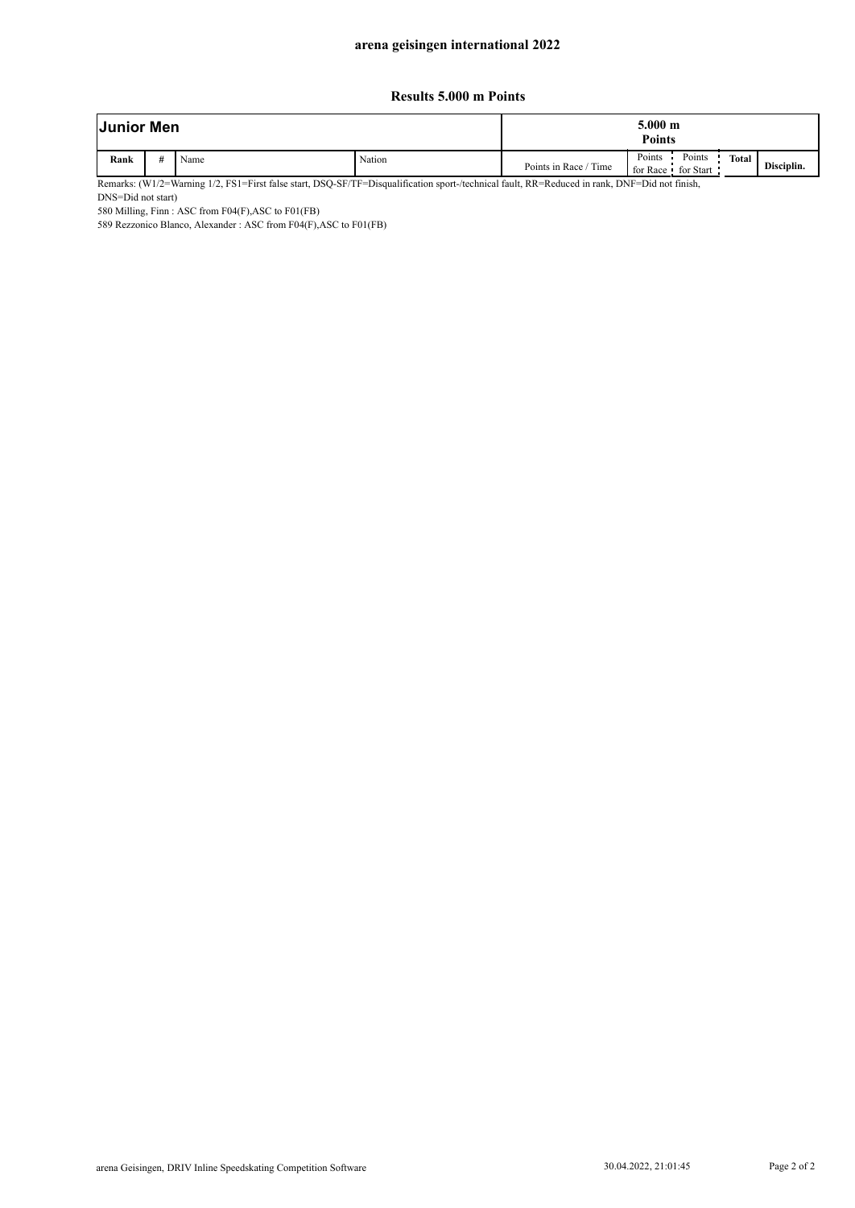**arena geisingen international 2022**

**Results 5.000 m Points**

| Junior Men | | | | 5.000 m Points | | | | |
|---|---|---|---|---|---|---|---|---|
| **Rank** | **#** | Name | Nation | Points in Race / Time | Points for Race | Points for Start | **Total** | **Disciplin.** |

Remarks: (W1/2=Warning 1/2, FS1=First false start, DSQ-SF/TF=Disqualification sport-/technical fault, RR=Reduced in rank, DNF=Did not finish, DNS=Did not start)

580 Milling, Finn : ASC from F04(F),ASC to F01(FB)

589 Rezzonico Blanco, Alexander : ASC from F04(F),ASC to F01(FB)